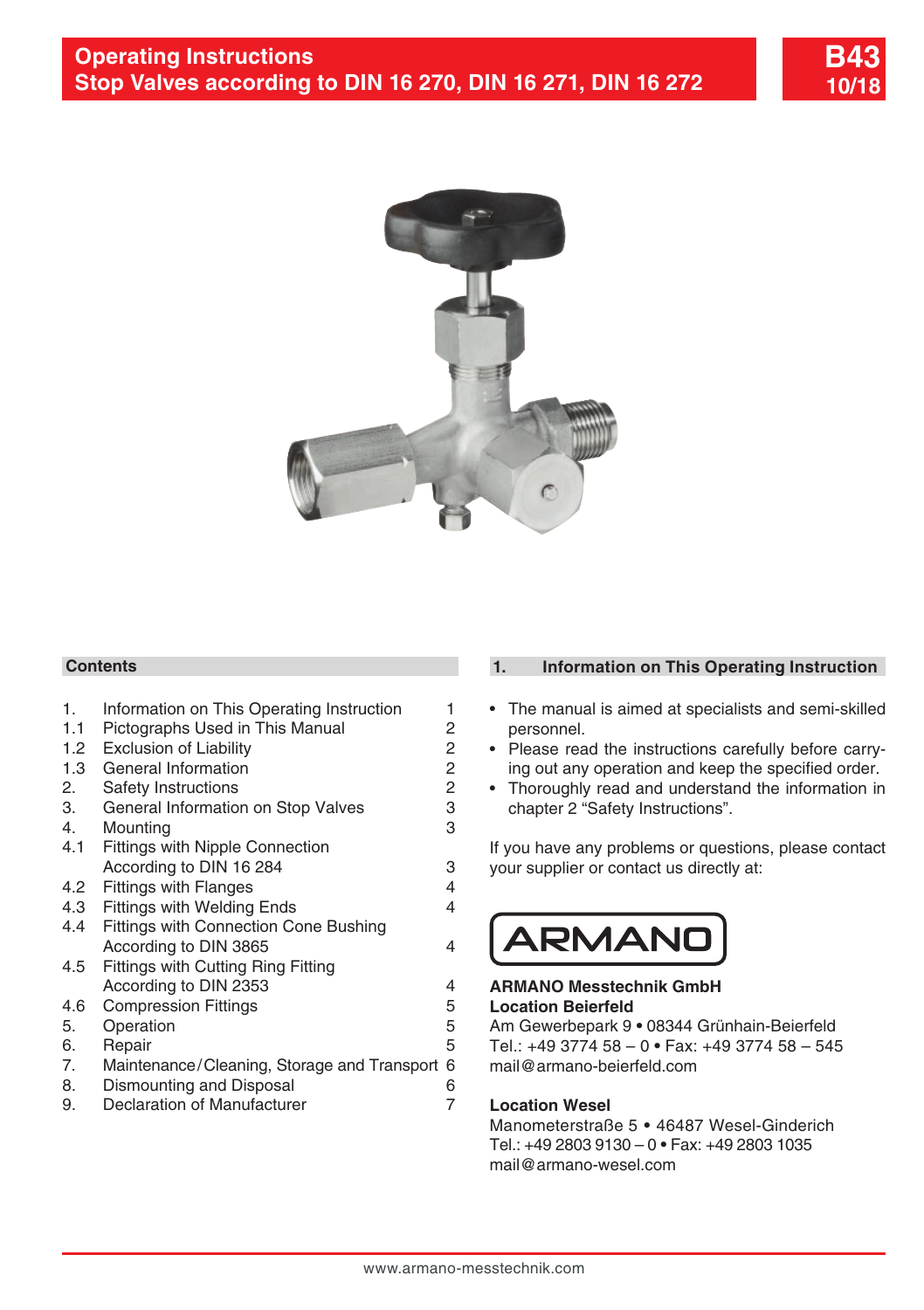# Operating Instructions
# Stop Valves according to DIN 16 270, DIN 16 271, DIN 16 272

**B43**
**10/18**

## Contents

| | | |
|---|---|---|
| 1. | Information on This Operating Instruction | 1 |
| 1.1 | Pictographs Used in This Manual | 2 |
| 1.2 | Exclusion of Liability | 2 |
| 1.3 | General Information | 2 |
| 2. | Safety Instructions | 2 |
| 3. | General Information on Stop Valves | 3 |
| 4. | Mounting | 3 |
| 4.1 | Fittings with Nipple Connection According to DIN 16 284 | 3 |
| 4.2 | Fittings with Flanges | 4 |
| 4.3 | Fittings with Welding Ends | 4 |
| 4.4 | Fittings with Connection Cone Bushing According to DIN 3865 | 4 |
| 4.5 | Fittings with Cutting Ring Fitting According to DIN 2353 | 4 |
| 4.6 | Compression Fittings | 5 |
| 5. | Operation | 5 |
| 6. | Repair | 5 |
| 7. | Maintenance/Cleaning, Storage and Transport | 6 |
| 8. | Dismounting and Disposal | 6 |
| 9. | Declaration of Manufacturer | 7 |

## 1. Information on This Operating Instruction

- The manual is aimed at specialists and semi-skilled personnel.
- Please read the instructions carefully before carrying out any operation and keep the specified order.
- Thoroughly read and understand the information in chapter 2 “Safety Instructions”.

If you have any problems or questions, please contact your supplier or contact us directly at:

ARMANO

**ARMANO Messtechnik GmbH**
**Location Beierfeld**
Am Gewerbepark 9 • 08344 Grünhain-Beierfeld
Tel.: +49 3774 58 – 0 • Fax: +49 3774 58 – 545
mail@armano-beierfeld.com

**Location Wesel**
Manometerstraße 5 • 46487 Wesel-Ginderich
Tel.: +49 2803 9130 – 0 • Fax: +49 2803 1035
mail@armano-wesel.com

www.armano-messtechnik.com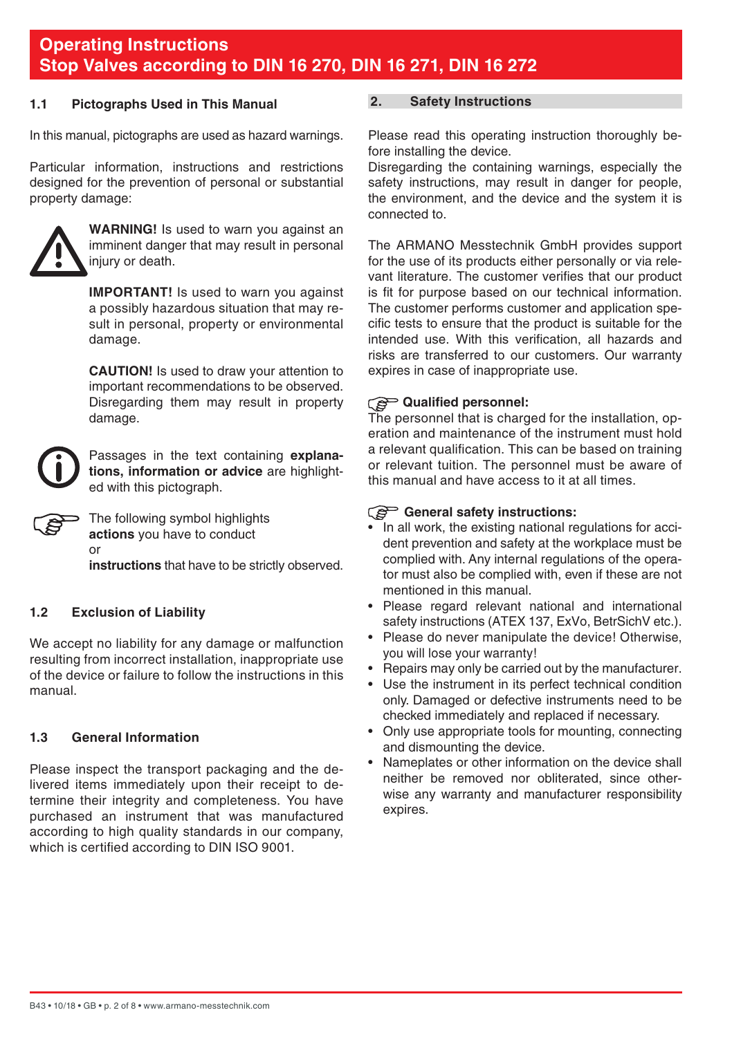# Operating Instructions
# Stop Valves according to DIN 16 270, DIN 16 271, DIN 16 272

## 1.1 Pictographs Used in This Manual

In this manual, pictographs are used as hazard warnings.

Particular information, instructions and restrictions designed for the prevention of personal or substantial property damage:

**WARNING!** Is used to warn you against an imminent danger that may result in personal injury or death.

**IMPORTANT!** Is used to warn you against a possibly hazardous situation that may result in personal, property or environmental damage.

**CAUTION!** Is used to draw your attention to important recommendations to be observed. Disregarding them may result in property damage.

Passages in the text containing **explanations, information or advice** are highlighted with this pictograph.

The following symbol highlights
**actions** you have to conduct
or
**instructions** that have to be strictly observed.

## 1.2 Exclusion of Liability

We accept no liability for any damage or malfunction resulting from incorrect installation, inappropriate use of the device or failure to follow the instructions in this manual.

## 1.3 General Information

Please inspect the transport packaging and the delivered items immediately upon their receipt to determine their integrity and completeness. You have purchased an instrument that was manufactured according to high quality standards in our company, which is certified according to DIN ISO 9001.

## 2. Safety Instructions

Please read this operating instruction thoroughly before installing the device.
Disregarding the containing warnings, especially the safety instructions, may result in danger for people, the environment, and the device and the system it is connected to.

The ARMANO Messtechnik GmbH provides support for the use of its products either personally or via relevant literature. The customer verifies that our product is fit for purpose based on our technical information. The customer performs customer and application specific tests to ensure that the product is suitable for the intended use. With this verification, all hazards and risks are transferred to our customers. Our warranty expires in case of inappropriate use.

**Qualified personnel:**
The personnel that is charged for the installation, operation and maintenance of the instrument must hold a relevant qualification. This can be based on training or relevant tuition. The personnel must be aware of this manual and have access to it at all times.

**General safety instructions:**

- In all work, the existing national regulations for accident prevention and safety at the workplace must be complied with. Any internal regulations of the operator must also be complied with, even if these are not mentioned in this manual.
- Please regard relevant national and international safety instructions (ATEX 137, ExVo, BetrSichV etc.).
- Please do never manipulate the device! Otherwise, you will lose your warranty!
- Repairs may only be carried out by the manufacturer.
- Use the instrument in its perfect technical condition only. Damaged or defective instruments need to be checked immediately and replaced if necessary.
- Only use appropriate tools for mounting, connecting and dismounting the device.
- Nameplates or other information on the device shall neither be removed nor obliterated, since otherwise any warranty and manufacturer responsibility expires.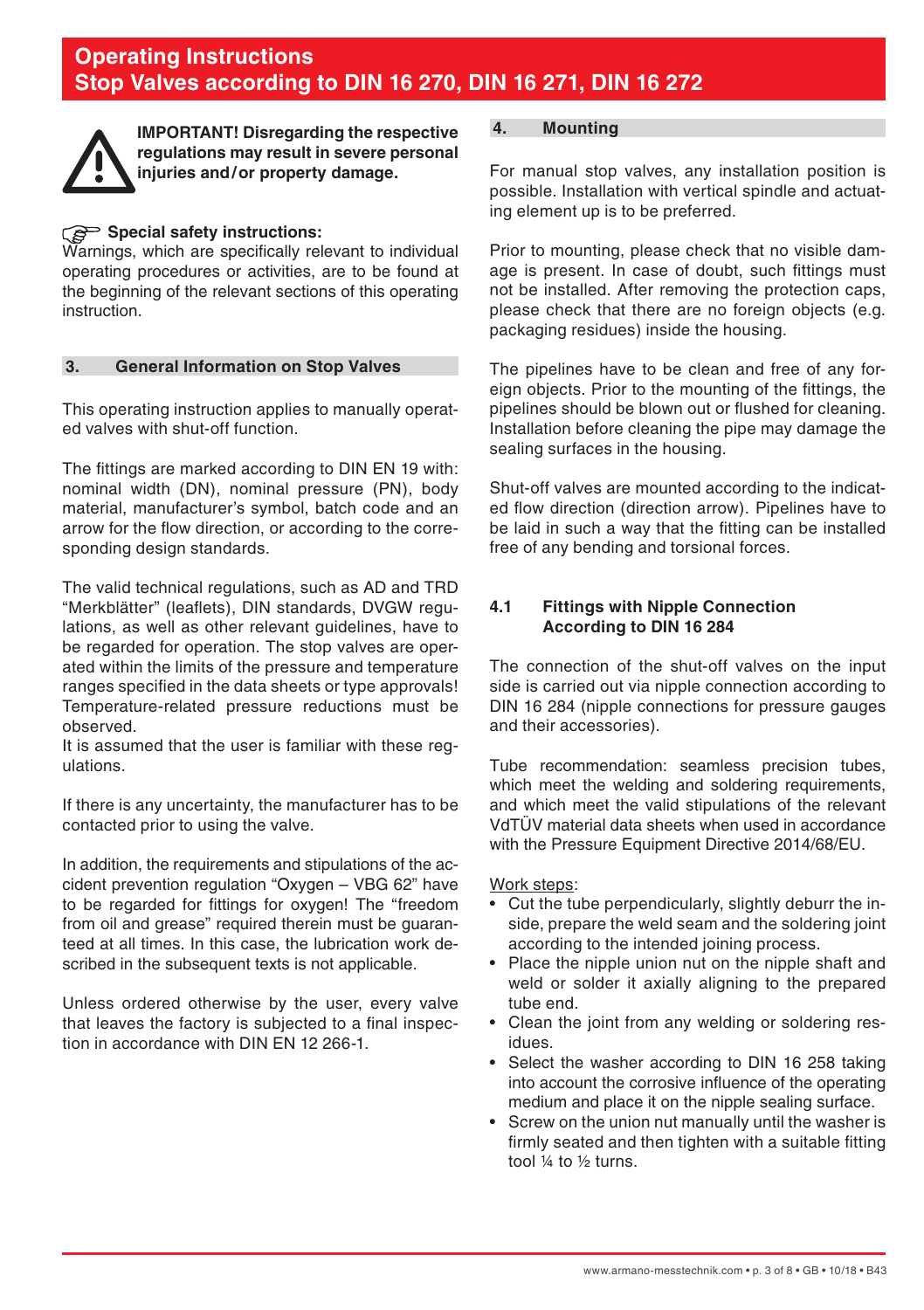# Operating Instructions
# Stop Valves according to DIN 16 270, DIN 16 271, DIN 16 272

**IMPORTANT! Disregarding the respective regulations may result in severe personal injuries and/or property damage.**

**Special safety instructions:**
Warnings, which are specifically relevant to individual operating procedures or activities, are to be found at the beginning of the relevant sections of this operating instruction.

## 3. General Information on Stop Valves

This operating instruction applies to manually operated valves with shut-off function.

The fittings are marked according to DIN EN 19 with: nominal width (DN), nominal pressure (PN), body material, manufacturer's symbol, batch code and an arrow for the flow direction, or according to the corresponding design standards.

The valid technical regulations, such as AD and TRD "Merkblätter" (leaflets), DIN standards, DVGW regulations, as well as other relevant guidelines, have to be regarded for operation. The stop valves are operated within the limits of the pressure and temperature ranges specified in the data sheets or type approvals! Temperature-related pressure reductions must be observed.
It is assumed that the user is familiar with these regulations.

If there is any uncertainty, the manufacturer has to be contacted prior to using the valve.

In addition, the requirements and stipulations of the accident prevention regulation "Oxygen – VBG 62" have to be regarded for fittings for oxygen! The "freedom from oil and grease" required therein must be guaranteed at all times. In this case, the lubrication work described in the subsequent texts is not applicable.

Unless ordered otherwise by the user, every valve that leaves the factory is subjected to a final inspection in accordance with DIN EN 12 266-1.

## 4. Mounting

For manual stop valves, any installation position is possible. Installation with vertical spindle and actuating element up is to be preferred.

Prior to mounting, please check that no visible damage is present. In case of doubt, such fittings must not be installed. After removing the protection caps, please check that there are no foreign objects (e.g. packaging residues) inside the housing.

The pipelines have to be clean and free of any foreign objects. Prior to the mounting of the fittings, the pipelines should be blown out or flushed for cleaning. Installation before cleaning the pipe may damage the sealing surfaces in the housing.

Shut-off valves are mounted according to the indicated flow direction (direction arrow). Pipelines have to be laid in such a way that the fitting can be installed free of any bending and torsional forces.

### 4.1 Fittings with Nipple Connection According to DIN 16 284

The connection of the shut-off valves on the input side is carried out via nipple connection according to DIN 16 284 (nipple connections for pressure gauges and their accessories).

Tube recommendation: seamless precision tubes, which meet the welding and soldering requirements, and which meet the valid stipulations of the relevant VdTÜV material data sheets when used in accordance with the Pressure Equipment Directive 2014/68/EU.

Work steps:

- Cut the tube perpendicularly, slightly deburr the inside, prepare the weld seam and the soldering joint according to the intended joining process.
- Place the nipple union nut on the nipple shaft and weld or solder it axially aligning to the prepared tube end.
- Clean the joint from any welding or soldering residues.
- Select the washer according to DIN 16 258 taking into account the corrosive influence of the operating medium and place it on the nipple sealing surface.
- Screw on the union nut manually until the washer is firmly seated and then tighten with a suitable fitting tool ¼ to ½ turns.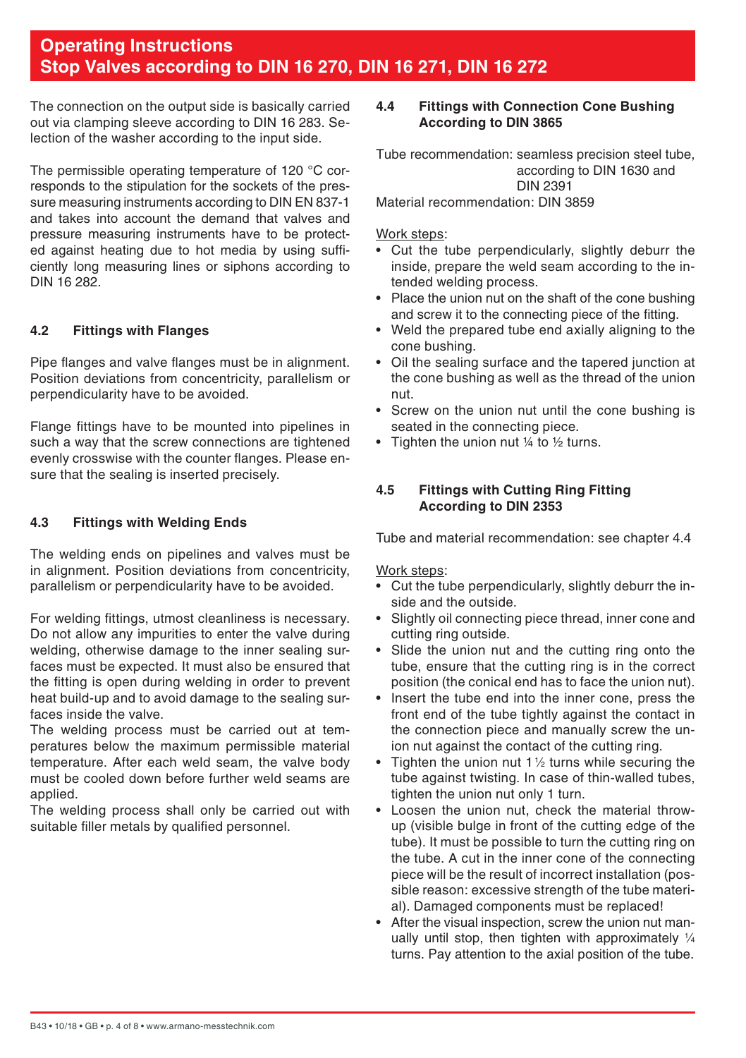The connection on the output side is basically carried out via clamping sleeve according to DIN 16 283. Selection of the washer according to the input side.

The permissible operating temperature of 120 °C corresponds to the stipulation for the sockets of the pressure measuring instruments according to DIN EN 837-1 and takes into account the demand that valves and pressure measuring instruments have to be protected against heating due to hot media by using sufficiently long measuring lines or siphons according to DIN 16 282.

### 4.2 Fittings with Flanges

Pipe flanges and valve flanges must be in alignment. Position deviations from concentricity, parallelism or perpendicularity have to be avoided.

Flange fittings have to be mounted into pipelines in such a way that the screw connections are tightened evenly crosswise with the counter flanges. Please ensure that the sealing is inserted precisely.

### 4.3 Fittings with Welding Ends

The welding ends on pipelines and valves must be in alignment. Position deviations from concentricity, parallelism or perpendicularity have to be avoided.

For welding fittings, utmost cleanliness is necessary. Do not allow any impurities to enter the valve during welding, otherwise damage to the inner sealing surfaces must be expected. It must also be ensured that the fitting is open during welding in order to prevent heat build-up and to avoid damage to the sealing surfaces inside the valve.
The welding process must be carried out at temperatures below the maximum permissible material temperature. After each weld seam, the valve body must be cooled down before further weld seams are applied.
The welding process shall only be carried out with suitable filler metals by qualified personnel.

### 4.4 Fittings with Connection Cone Bushing According to DIN 3865

Tube recommendation: seamless precision steel tube, according to DIN 1630 and DIN 2391
Material recommendation: DIN 3859

Work steps:

- Cut the tube perpendicularly, slightly deburr the inside, prepare the weld seam according to the intended welding process.
- Place the union nut on the shaft of the cone bushing and screw it to the connecting piece of the fitting.
- Weld the prepared tube end axially aligning to the cone bushing.
- Oil the sealing surface and the tapered junction at the cone bushing as well as the thread of the union nut.
- Screw on the union nut until the cone bushing is seated in the connecting piece.
- Tighten the union nut ¼ to ½ turns.

### 4.5 Fittings with Cutting Ring Fitting According to DIN 2353

Tube and material recommendation: see chapter 4.4

Work steps:

- Cut the tube perpendicularly, slightly deburr the inside and the outside.
- Slightly oil connecting piece thread, inner cone and cutting ring outside.
- Slide the union nut and the cutting ring onto the tube, ensure that the cutting ring is in the correct position (the conical end has to face the union nut).
- Insert the tube end into the inner cone, press the front end of the tube tightly against the contact in the connection piece and manually screw the union nut against the contact of the cutting ring.
- Tighten the union nut 1 ½ turns while securing the tube against twisting. In case of thin-walled tubes, tighten the union nut only 1 turn.
- Loosen the union nut, check the material throw-up (visible bulge in front of the cutting edge of the tube). It must be possible to turn the cutting ring on the tube. A cut in the inner cone of the connecting piece will be the result of incorrect installation (possible reason: excessive strength of the tube material). Damaged components must be replaced!
- After the visual inspection, screw the union nut manually until stop, then tighten with approximately ¼ turns. Pay attention to the axial position of the tube.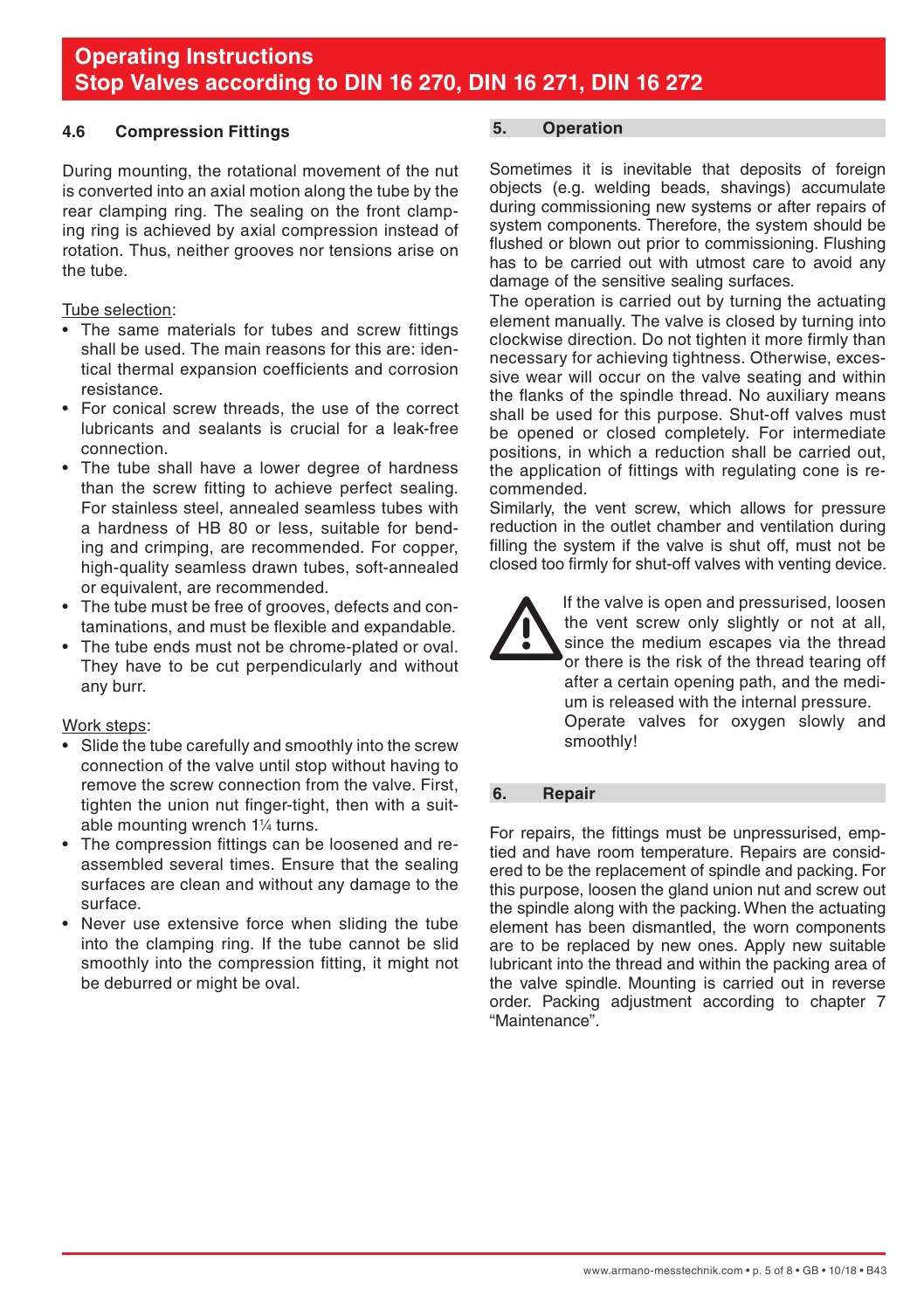### 4.6 Compression Fittings

During mounting, the rotational movement of the nut is converted into an axial motion along the tube by the rear clamping ring. The sealing on the front clamping ring is achieved by axial compression instead of rotation. Thus, neither grooves nor tensions arise on the tube.

Tube selection:

- The same materials for tubes and screw fittings shall be used. The main reasons for this are: identical thermal expansion coefficients and corrosion resistance.
- For conical screw threads, the use of the correct lubricants and sealants is crucial for a leak-free connection.
- The tube shall have a lower degree of hardness than the screw fitting to achieve perfect sealing. For stainless steel, annealed seamless tubes with a hardness of HB 80 or less, suitable for bending and crimping, are recommended. For copper, high-quality seamless drawn tubes, soft-annealed or equivalent, are recommended.
- The tube must be free of grooves, defects and contaminations, and must be flexible and expandable.
- The tube ends must not be chrome-plated or oval. They have to be cut perpendicularly and without any burr.

Work steps:

- Slide the tube carefully and smoothly into the screw connection of the valve until stop without having to remove the screw connection from the valve. First, tighten the union nut finger-tight, then with a suitable mounting wrench 1¼ turns.
- The compression fittings can be loosened and reassembled several times. Ensure that the sealing surfaces are clean and without any damage to the surface.
- Never use extensive force when sliding the tube into the clamping ring. If the tube cannot be slid smoothly into the compression fitting, it might not be deburred or might be oval.

## 5. Operation

Sometimes it is inevitable that deposits of foreign objects (e.g. welding beads, shavings) accumulate during commissioning new systems or after repairs of system components. Therefore, the system should be flushed or blown out prior to commissioning. Flushing has to be carried out with utmost care to avoid any damage of the sensitive sealing surfaces.

The operation is carried out by turning the actuating element manually. The valve is closed by turning into clockwise direction. Do not tighten it more firmly than necessary for achieving tightness. Otherwise, excessive wear will occur on the valve seating and within the flanks of the spindle thread. No auxiliary means shall be used for this purpose. Shut-off valves must be opened or closed completely. For intermediate positions, in which a reduction shall be carried out, the application of fittings with regulating cone is recommended.

Similarly, the vent screw, which allows for pressure reduction in the outlet chamber and ventilation during filling the system if the valve is shut off, must not be closed too firmly for shut-off valves with venting device.

⚠ If the valve is open and pressurised, loosen the vent screw only slightly or not at all, since the medium escapes via the thread or there is the risk of the thread tearing off after a certain opening path, and the medium is released with the internal pressure.
Operate valves for oxygen slowly and smoothly!

## 6. Repair

For repairs, the fittings must be unpressurised, emptied and have room temperature. Repairs are considered to be the replacement of spindle and packing. For this purpose, loosen the gland union nut and screw out the spindle along with the packing. When the actuating element has been dismantled, the worn components are to be replaced by new ones. Apply new suitable lubricant into the thread and within the packing area of the valve spindle. Mounting is carried out in reverse order. Packing adjustment according to chapter 7 “Maintenance”.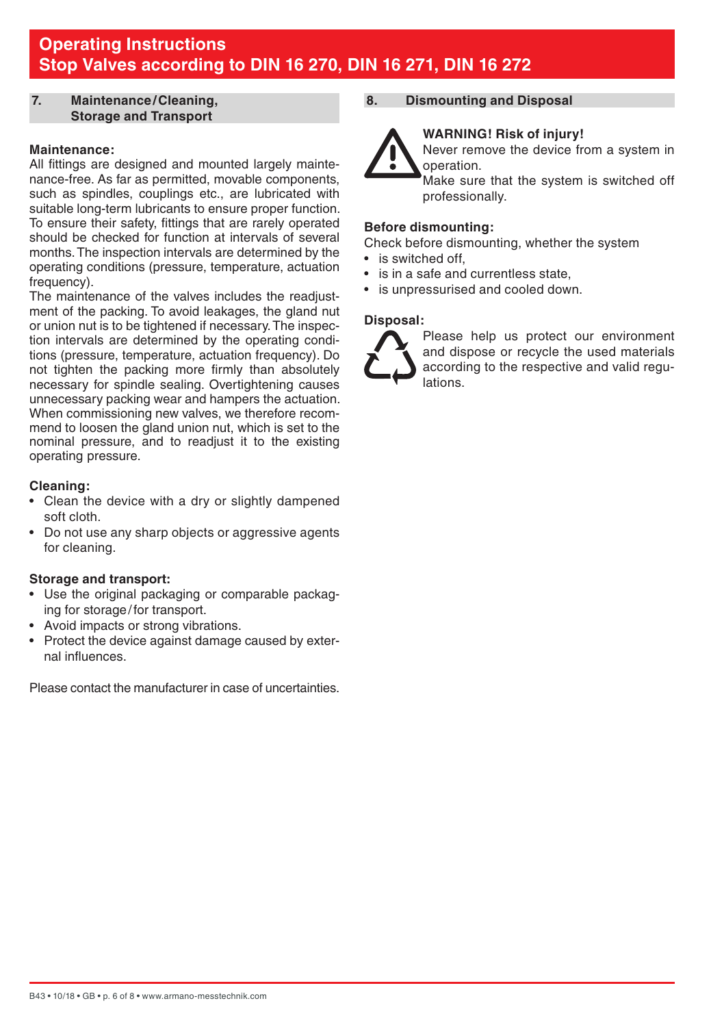## 7. Maintenance/Cleaning, Storage and Transport

**Maintenance:**

All fittings are designed and mounted largely maintenance-free. As far as permitted, movable components, such as spindles, couplings etc., are lubricated with suitable long-term lubricants to ensure proper function. To ensure their safety, fittings that are rarely operated should be checked for function at intervals of several months. The inspection intervals are determined by the operating conditions (pressure, temperature, actuation frequency).

The maintenance of the valves includes the readjustment of the packing. To avoid leakages, the gland nut or union nut is to be tightened if necessary. The inspection intervals are determined by the operating conditions (pressure, temperature, actuation frequency). Do not tighten the packing more firmly than absolutely necessary for spindle sealing. Overtightening causes unnecessary packing wear and hampers the actuation. When commissioning new valves, we therefore recommend to loosen the gland union nut, which is set to the nominal pressure, and to readjust it to the existing operating pressure.

**Cleaning:**

- Clean the device with a dry or slightly dampened soft cloth.
- Do not use any sharp objects or aggressive agents for cleaning.

**Storage and transport:**

- Use the original packaging or comparable packaging for storage/for transport.
- Avoid impacts or strong vibrations.
- Protect the device against damage caused by external influences.

Please contact the manufacturer in case of uncertainties.

## 8. Dismounting and Disposal

**WARNING! Risk of injury!**
Never remove the device from a system in operation.
Make sure that the system is switched off professionally.

**Before dismounting:**

Check before dismounting, whether the system

- is switched off,
- is in a safe and currentless state,
- is unpressurised and cooled down.

**Disposal:**

Please help us protect our environment and dispose or recycle the used materials according to the respective and valid regulations.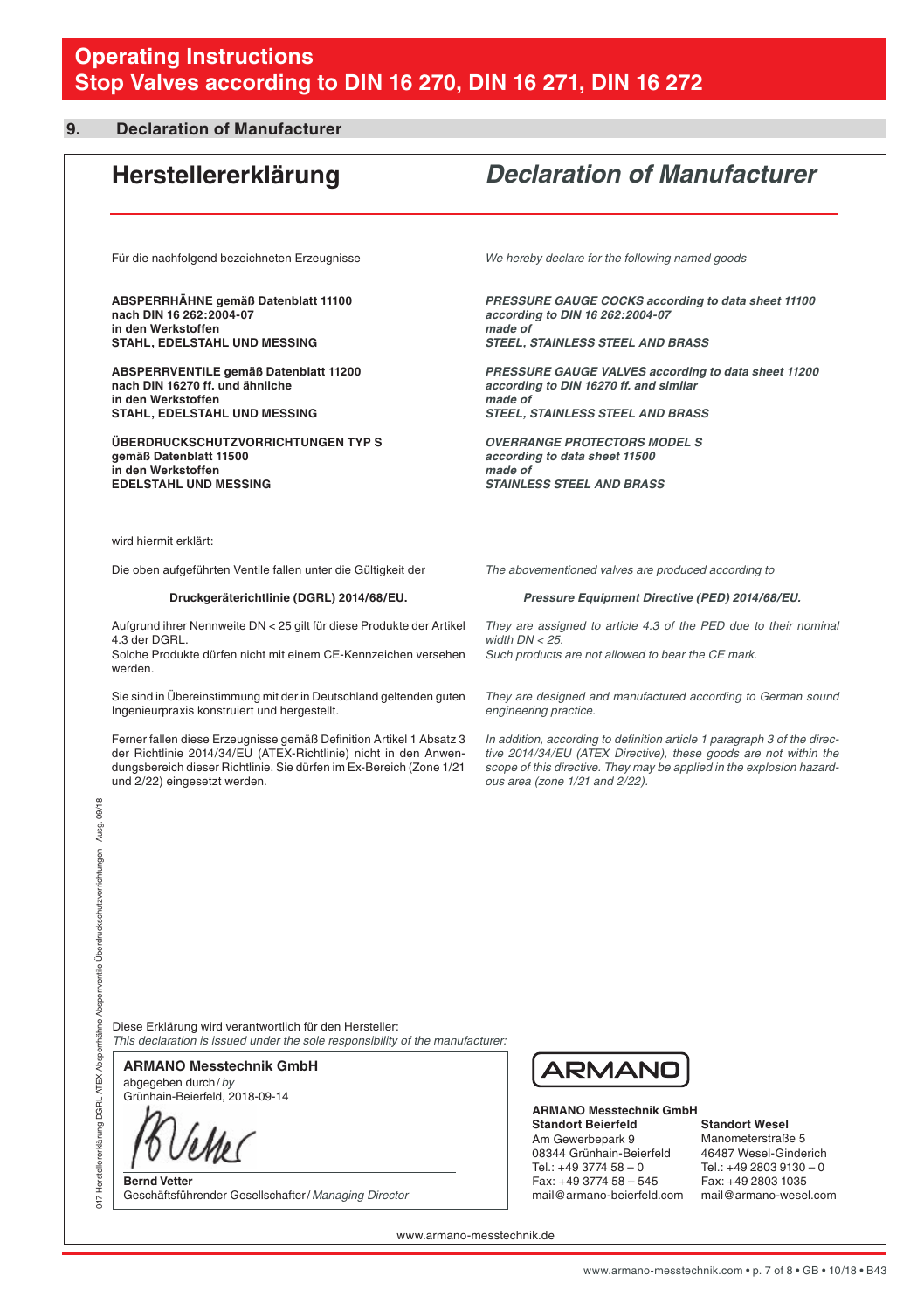# Operating Instructions
# Stop Valves according to DIN 16 270, DIN 16 271, DIN 16 272

## 9. Declaration of Manufacturer

## Herstellererklärung

Für die nachfolgend bezeichneten Erzeugnisse

**ABSPERRHÄHNE gemäß Datenblatt 11100**
**nach DIN 16 262:2004-07**
**in den Werkstoffen**
**STAHL, EDELSTAHL UND MESSING**

**ABSPERRVENTILE gemäß Datenblatt 11200**
**nach DIN 16270 ff. und ähnliche**
**in den Werkstoffen**
**STAHL, EDELSTAHL UND MESSING**

**ÜBERDRUCKSCHUTZVORRICHTUNGEN TYP S**
**gemäß Datenblatt 11500**
**in den Werkstoffen**
**EDELSTAHL UND MESSING**

wird hiermit erklärt:

Die oben aufgeführten Ventile fallen unter die Gültigkeit der

**Druckgeräterichtlinie (DGRL) 2014/68/EU.**

Aufgrund ihrer Nennweite DN < 25 gilt für diese Produkte der Artikel 4.3 der DGRL.
Solche Produkte dürfen nicht mit einem CE-Kennzeichen versehen werden.

Sie sind in Übereinstimmung mit der in Deutschland geltenden guten Ingenieurpraxis konstruiert und hergestellt.

Ferner fallen diese Erzeugnisse gemäß Definition Artikel 1 Absatz 3 der Richtlinie 2014/34/EU (ATEX-Richtlinie) nicht in den Anwendungsbereich dieser Richtlinie. Sie dürfen im Ex-Bereich (Zone 1/21 und 2/22) eingesetzt werden.

## *Declaration of Manufacturer*

*We hereby declare for the following named goods*

***PRESSURE GAUGE COCKS according to data sheet 11100***
***according to DIN 16 262:2004-07***
***made of***
***STEEL, STAINLESS STEEL AND BRASS***

***PRESSURE GAUGE VALVES according to data sheet 11200***
***according to DIN 16270 ff. and similar***
***made of***
***STEEL, STAINLESS STEEL AND BRASS***

***OVERRANGE PROTECTORS MODEL S***
***according to data sheet 11500***
***made of***
***STAINLESS STEEL AND BRASS***

*The abovementioned valves are produced according to*

***Pressure Equipment Directive (PED) 2014/68/EU.***

*They are assigned to article 4.3 of the PED due to their nominal width DN < 25.*
*Such products are not allowed to bear the CE mark.*

*They are designed and manufactured according to German sound engineering practice.*

*In addition, according to definition article 1 paragraph 3 of the directive 2014/34/EU (ATEX Directive), these goods are not within the scope of this directive. They may be applied in the explosion hazardous area (zone 1/21 and 2/22).*

047 Herstellererklärung DGRL ATEX Absperrhähne Absperrventile Überdruckschutzvorrichtungen Ausg. 09/18

Diese Erklärung wird verantwortlich für den Hersteller:
*This declaration is issued under the sole responsibility of the manufacturer:*

**ARMANO Messtechnik GmbH**
abgegeben durch / *by*
Grünhain-Beierfeld, 2018-09-14

**Bernd Vetter**
Geschäftsführender Gesellschafter / *Managing Director*

ARMANO

**ARMANO Messtechnik GmbH**

**Standort Beierfeld**
Am Gewerbepark 9
08344 Grünhain-Beierfeld
Tel.: +49 3774 58 – 0
Fax: +49 3774 58 – 545
mail@armano-beierfeld.com

**Standort Wesel**
Manometerstraße 5
46487 Wesel-Ginderich
Tel.: +49 2803 9130 – 0
Fax: +49 2803 1035
mail@armano-wesel.com

www.armano-messtechnik.de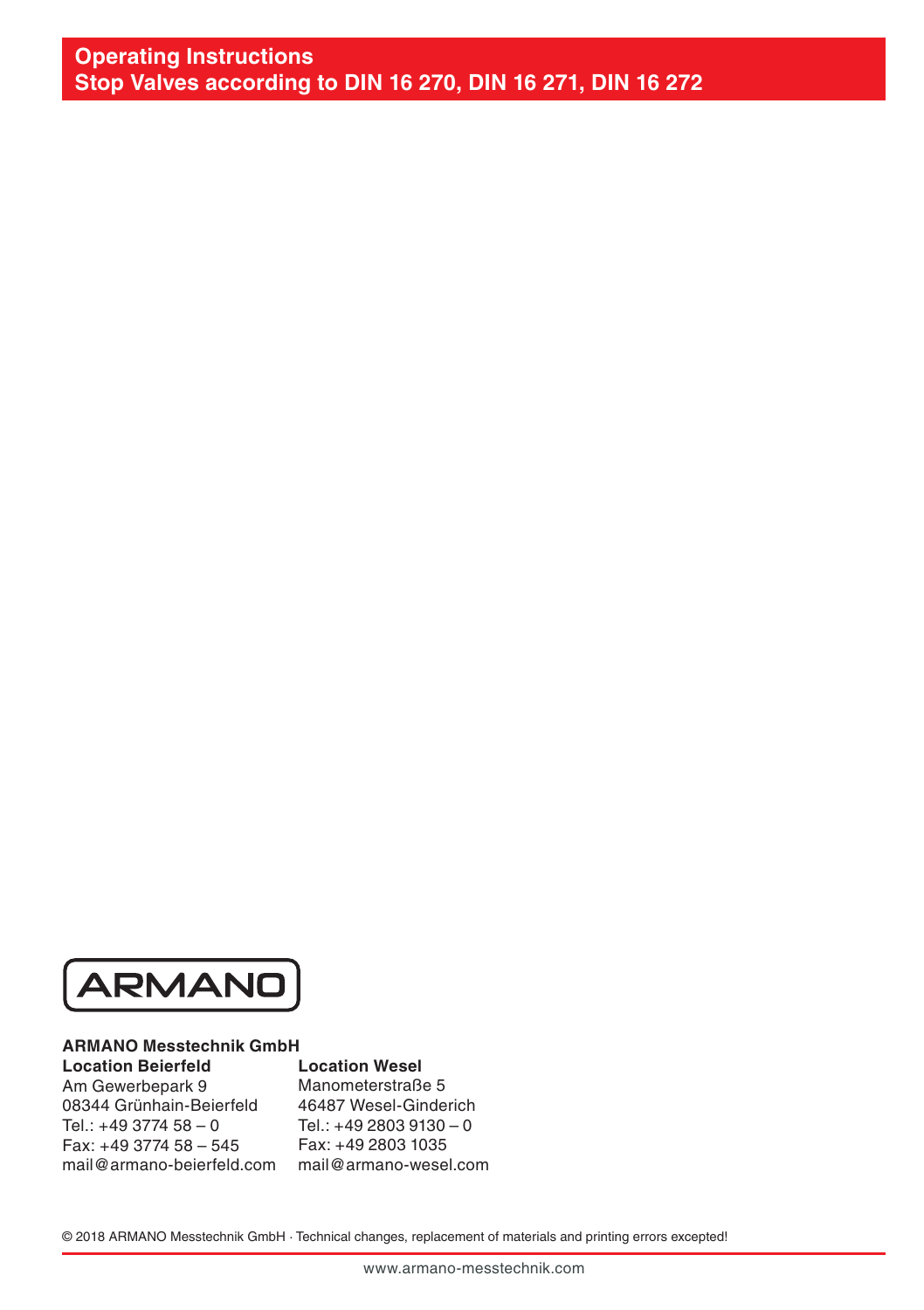**Operating Instructions**
**Stop Valves according to DIN 16 270, DIN 16 271, DIN 16 272**

ARMANO

**ARMANO Messtechnik GmbH**

**Location Beierfeld**
Am Gewerbepark 9
08344 Grünhain-Beierfeld
Tel.: +49 3774 58 – 0
Fax: +49 3774 58 – 545
mail@armano-beierfeld.com

**Location Wesel**
Manometerstraße 5
46487 Wesel-Ginderich
Tel.: +49 2803 9130 – 0
Fax: +49 2803 1035
mail@armano-wesel.com

© 2018 ARMANO Messtechnik GmbH · Technical changes, replacement of materials and printing errors excepted!

www.armano-messtechnik.com